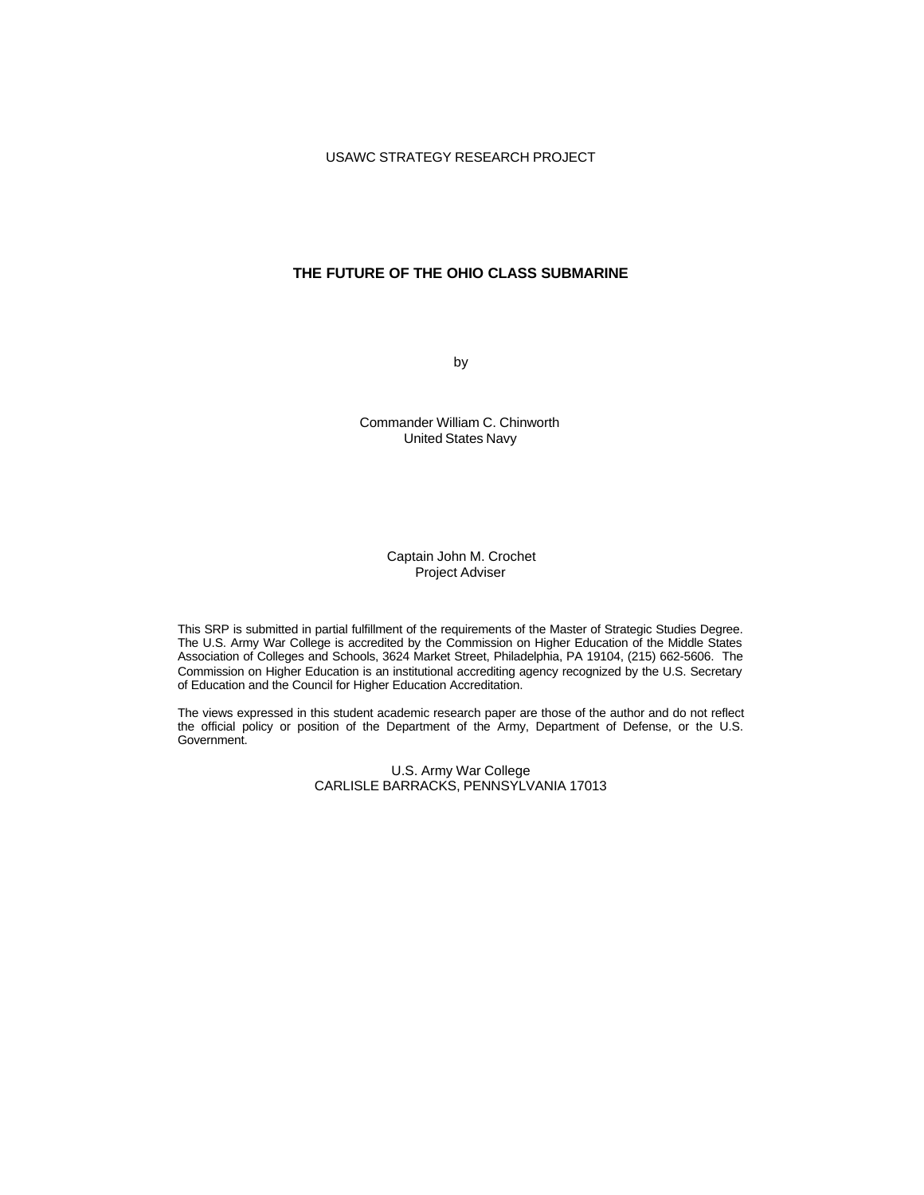USAWC STRATEGY RESEARCH PROJECT

# THE FUTURE OF THE OHIO CLASS SUBMARINE

by

Commander William C. Chinworth
United States Navy

Captain John M. Crochet
Project Adviser

This SRP is submitted in partial fulfillment of the requirements of the Master of Strategic Studies Degree. The U.S. Army War College is accredited by the Commission on Higher Education of the Middle States Association of Colleges and Schools, 3624 Market Street, Philadelphia, PA 19104, (215) 662-5606. The Commission on Higher Education is an institutional accrediting agency recognized by the U.S. Secretary of Education and the Council for Higher Education Accreditation.

The views expressed in this student academic research paper are those of the author and do not reflect the official policy or position of the Department of the Army, Department of Defense, or the U.S. Government.

U.S. Army War College
CARLISLE BARRACKS, PENNSYLVANIA 17013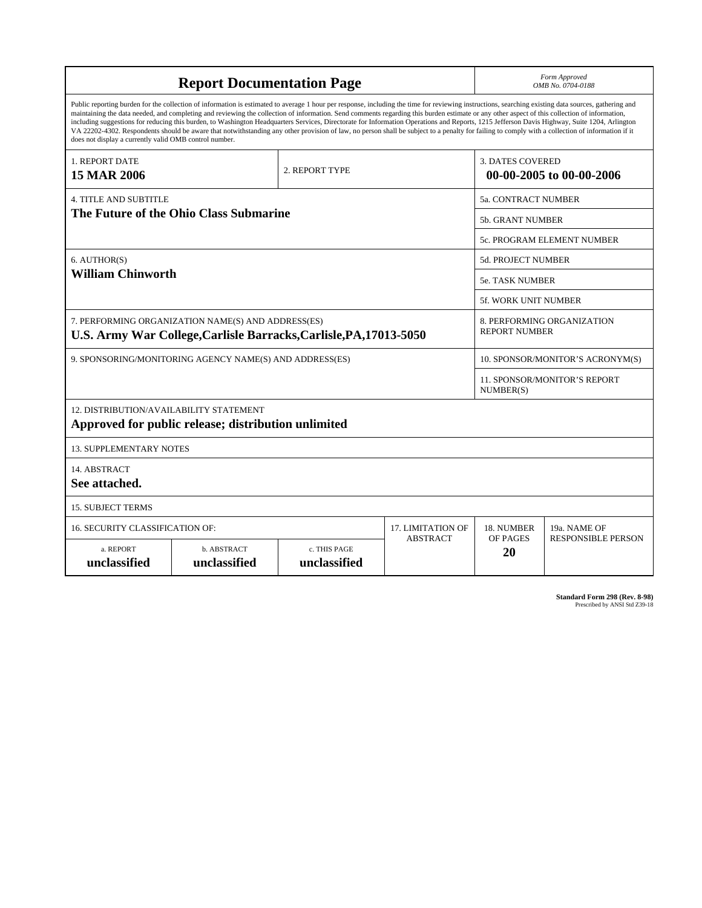# Report Documentation Page

*Form Approved*
*OMB No. 0704-0188*

Public reporting burden for the collection of information is estimated to average 1 hour per response, including the time for reviewing instructions, searching existing data sources, gathering and maintaining the data needed, and completing and reviewing the collection of information. Send comments regarding this burden estimate or any other aspect of this collection of information, including suggestions for reducing this burden, to Washington Headquarters Services, Directorate for Information Operations and Reports, 1215 Jefferson Davis Highway, Suite 1204, Arlington VA 22202-4302. Respondents should be aware that notwithstanding any other provision of law, no person shall be subject to a penalty for failing to comply with a collection of information if it does not display a currently valid OMB control number.

| | | |
|---|---|---|
| 1. REPORT DATE<br>**15 MAR 2006** | 2. REPORT TYPE | 3. DATES COVERED<br>**00-00-2005 to 00-00-2006** |

| | |
|---|---|
| 4. TITLE AND SUBTITLE<br>**The Future of the Ohio Class Submarine** | 5a. CONTRACT NUMBER |
| | 5b. GRANT NUMBER |
| | 5c. PROGRAM ELEMENT NUMBER |
| 6. AUTHOR(S)<br>**William Chinworth** | 5d. PROJECT NUMBER |
| | 5e. TASK NUMBER |
| | 5f. WORK UNIT NUMBER |
| 7. PERFORMING ORGANIZATION NAME(S) AND ADDRESS(ES)<br>**U.S. Army War College,Carlisle Barracks,Carlisle,PA,17013-5050** | 8. PERFORMING ORGANIZATION REPORT NUMBER |
| 9. SPONSORING/MONITORING AGENCY NAME(S) AND ADDRESS(ES) | 10. SPONSOR/MONITOR'S ACRONYM(S) |
| | 11. SPONSOR/MONITOR'S REPORT NUMBER(S) |

12. DISTRIBUTION/AVAILABILITY STATEMENT
**Approved for public release; distribution unlimited**

13. SUPPLEMENTARY NOTES

14. ABSTRACT
**See attached.**

15. SUBJECT TERMS

| 16. SECURITY CLASSIFICATION OF: | | | 17. LIMITATION OF ABSTRACT | 18. NUMBER OF PAGES | 19a. NAME OF RESPONSIBLE PERSON |
|---|---|---|---|---|---|
| a. REPORT<br>**unclassified** | b. ABSTRACT<br>**unclassified** | c. THIS PAGE<br>**unclassified** | | **20** | |

**Standard Form 298 (Rev. 8-98)**
Prescribed by ANSI Std Z39-18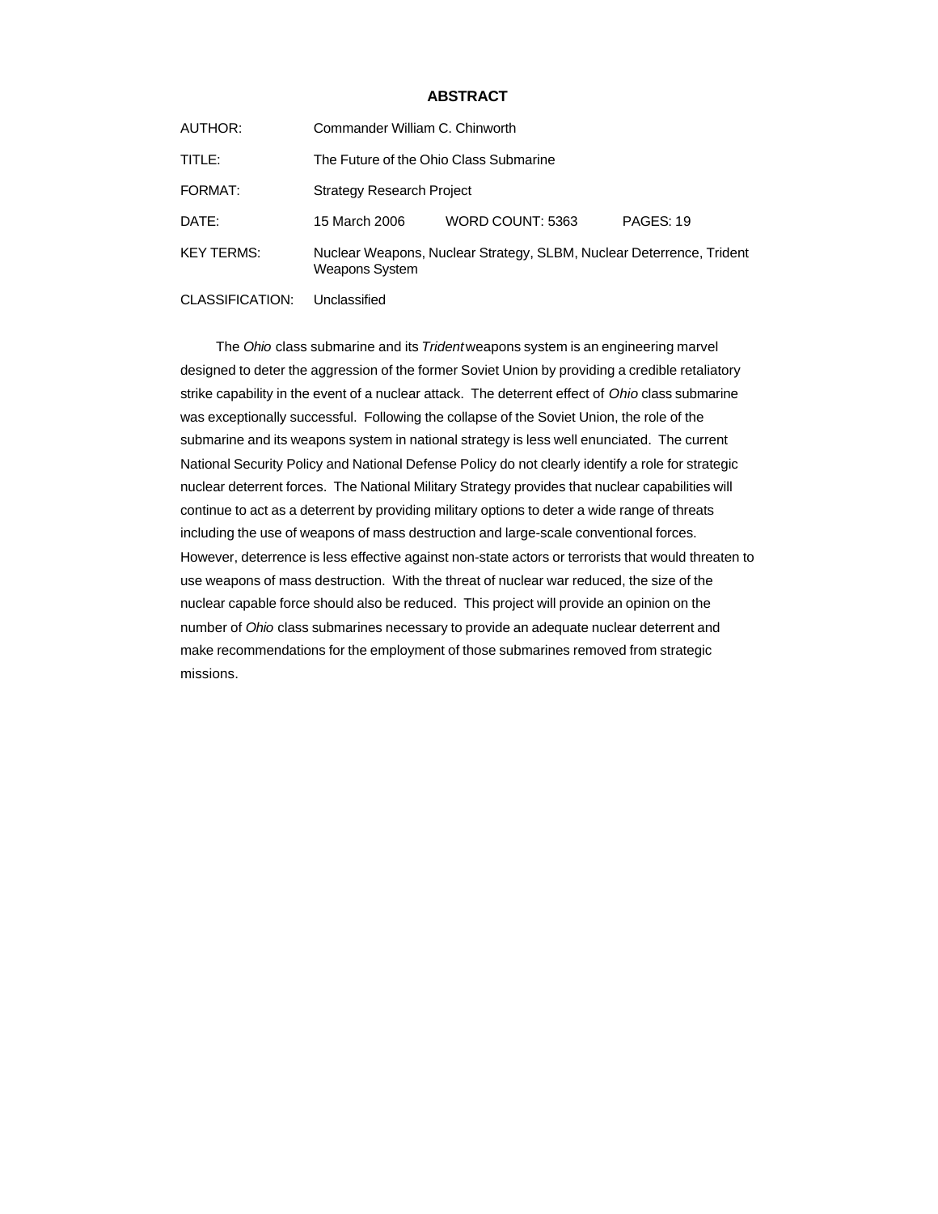## ABSTRACT

| | | | |
|---|---|---|---|
| AUTHOR: | Commander William C. Chinworth | | |
| TITLE: | The Future of the Ohio Class Submarine | | |
| FORMAT: | Strategy Research Project | | |
| DATE: | 15 March 2006 | WORD COUNT: 5363 | PAGES: 19 |
| KEY TERMS: | Nuclear Weapons, Nuclear Strategy, SLBM, Nuclear Deterrence, Trident Weapons System | | |
| CLASSIFICATION: | Unclassified | | |

The *Ohio* class submarine and its *Trident* weapons system is an engineering marvel designed to deter the aggression of the former Soviet Union by providing a credible retaliatory strike capability in the event of a nuclear attack. The deterrent effect of *Ohio* class submarine was exceptionally successful. Following the collapse of the Soviet Union, the role of the submarine and its weapons system in national strategy is less well enunciated. The current National Security Policy and National Defense Policy do not clearly identify a role for strategic nuclear deterrent forces. The National Military Strategy provides that nuclear capabilities will continue to act as a deterrent by providing military options to deter a wide range of threats including the use of weapons of mass destruction and large-scale conventional forces. However, deterrence is less effective against non-state actors or terrorists that would threaten to use weapons of mass destruction. With the threat of nuclear war reduced, the size of the nuclear capable force should also be reduced. This project will provide an opinion on the number of *Ohio* class submarines necessary to provide an adequate nuclear deterrent and make recommendations for the employment of those submarines removed from strategic missions.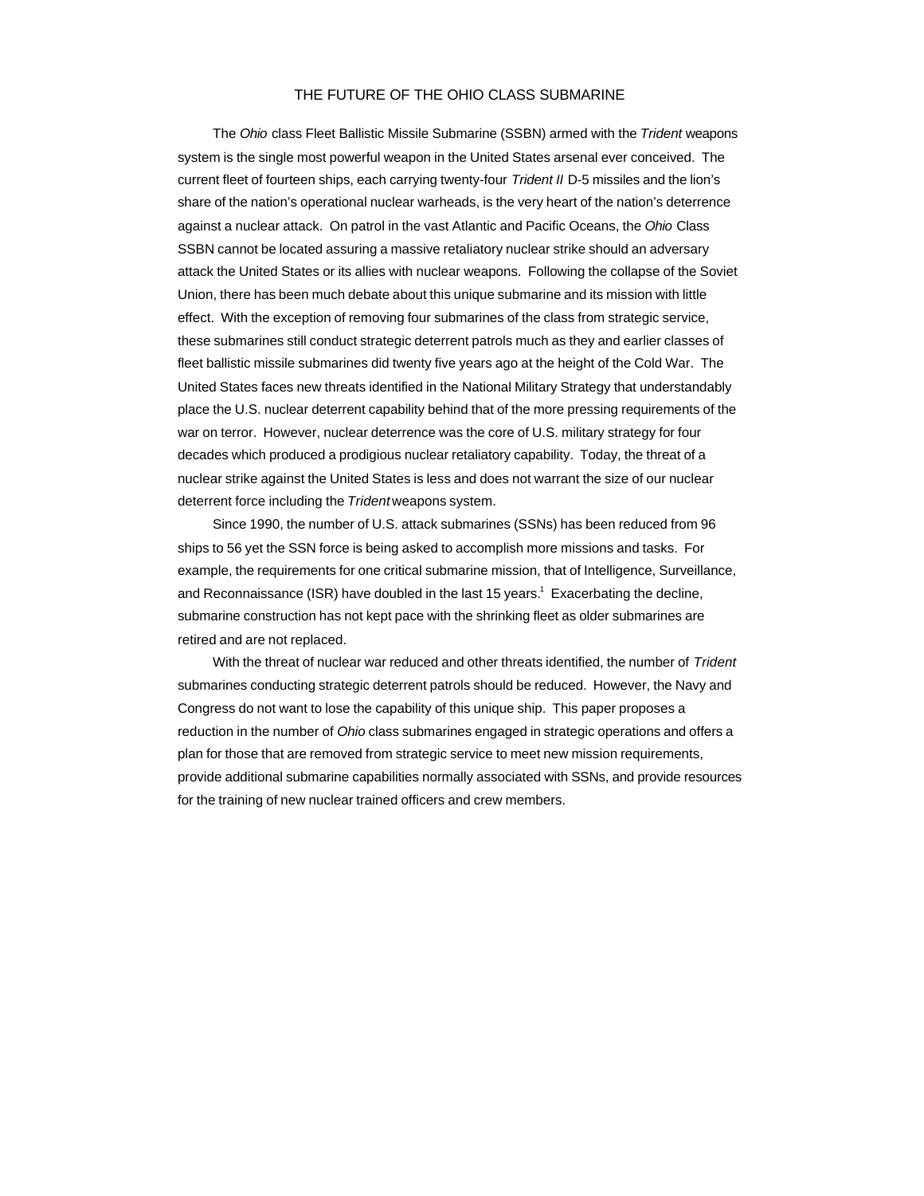# THE FUTURE OF THE OHIO CLASS SUBMARINE

The *Ohio* class Fleet Ballistic Missile Submarine (SSBN) armed with the *Trident* weapons system is the single most powerful weapon in the United States arsenal ever conceived. The current fleet of fourteen ships, each carrying twenty-four *Trident II* D-5 missiles and the lion's share of the nation's operational nuclear warheads, is the very heart of the nation's deterrence against a nuclear attack. On patrol in the vast Atlantic and Pacific Oceans, the *Ohio* Class SSBN cannot be located assuring a massive retaliatory nuclear strike should an adversary attack the United States or its allies with nuclear weapons. Following the collapse of the Soviet Union, there has been much debate about this unique submarine and its mission with little effect. With the exception of removing four submarines of the class from strategic service, these submarines still conduct strategic deterrent patrols much as they and earlier classes of fleet ballistic missile submarines did twenty five years ago at the height of the Cold War. The United States faces new threats identified in the National Military Strategy that understandably place the U.S. nuclear deterrent capability behind that of the more pressing requirements of the war on terror. However, nuclear deterrence was the core of U.S. military strategy for four decades which produced a prodigious nuclear retaliatory capability. Today, the threat of a nuclear strike against the United States is less and does not warrant the size of our nuclear deterrent force including the *Trident* weapons system.

Since 1990, the number of U.S. attack submarines (SSNs) has been reduced from 96 ships to 56 yet the SSN force is being asked to accomplish more missions and tasks. For example, the requirements for one critical submarine mission, that of Intelligence, Surveillance, and Reconnaissance (ISR) have doubled in the last 15 years.[1] Exacerbating the decline, submarine construction has not kept pace with the shrinking fleet as older submarines are retired and are not replaced.

With the threat of nuclear war reduced and other threats identified, the number of *Trident* submarines conducting strategic deterrent patrols should be reduced. However, the Navy and Congress do not want to lose the capability of this unique ship. This paper proposes a reduction in the number of *Ohio* class submarines engaged in strategic operations and offers a plan for those that are removed from strategic service to meet new mission requirements, provide additional submarine capabilities normally associated with SSNs, and provide resources for the training of new nuclear trained officers and crew members.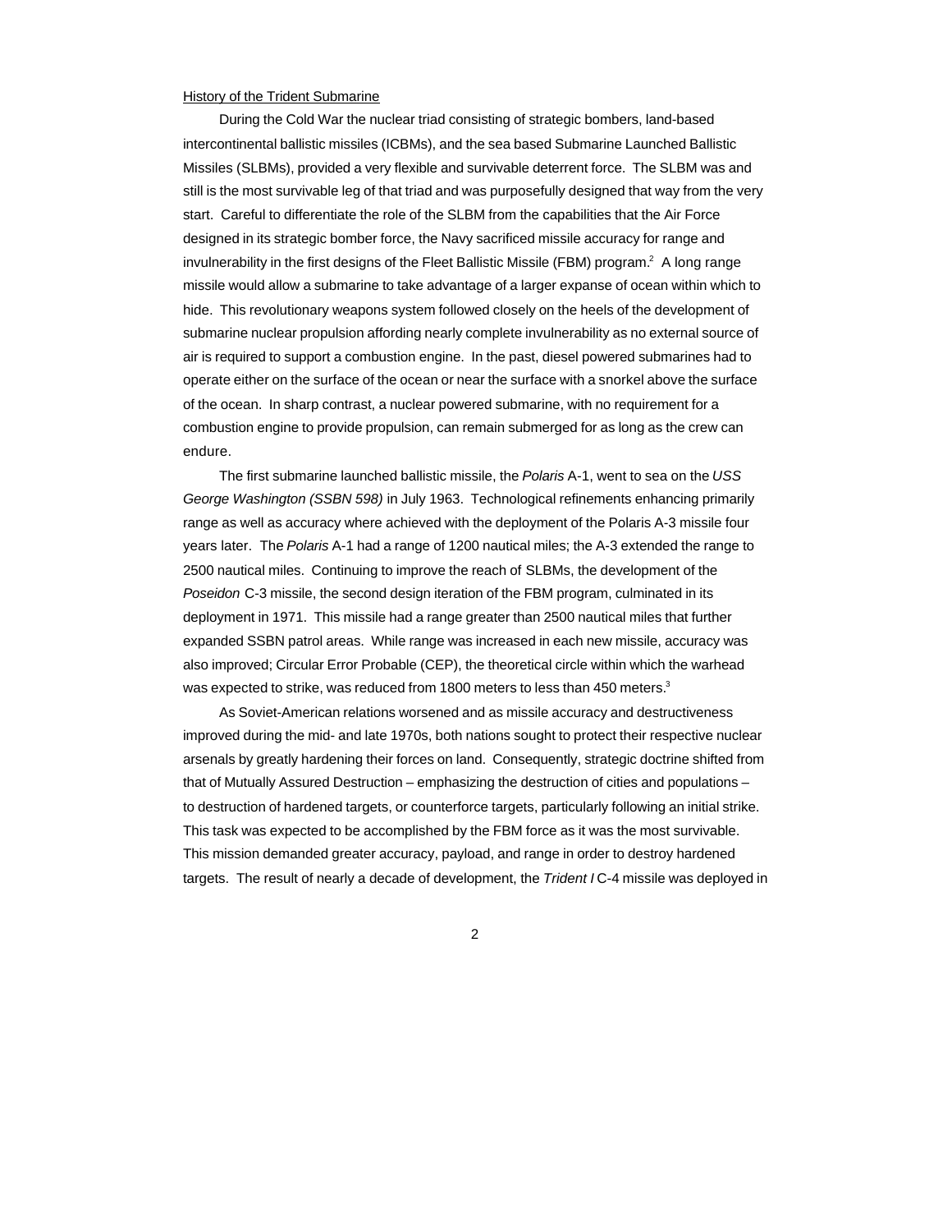History of the Trident Submarine

During the Cold War the nuclear triad consisting of strategic bombers, land-based intercontinental ballistic missiles (ICBMs), and the sea based Submarine Launched Ballistic Missiles (SLBMs), provided a very flexible and survivable deterrent force. The SLBM was and still is the most survivable leg of that triad and was purposefully designed that way from the very start. Careful to differentiate the role of the SLBM from the capabilities that the Air Force designed in its strategic bomber force, the Navy sacrificed missile accuracy for range and invulnerability in the first designs of the Fleet Ballistic Missile (FBM) program.[2] A long range missile would allow a submarine to take advantage of a larger expanse of ocean within which to hide. This revolutionary weapons system followed closely on the heels of the development of submarine nuclear propulsion affording nearly complete invulnerability as no external source of air is required to support a combustion engine. In the past, diesel powered submarines had to operate either on the surface of the ocean or near the surface with a snorkel above the surface of the ocean. In sharp contrast, a nuclear powered submarine, with no requirement for a combustion engine to provide propulsion, can remain submerged for as long as the crew can endure.

The first submarine launched ballistic missile, the *Polaris* A-1, went to sea on the *USS George Washington (SSBN 598)* in July 1963. Technological refinements enhancing primarily range as well as accuracy where achieved with the deployment of the Polaris A-3 missile four years later. The *Polaris* A-1 had a range of 1200 nautical miles; the A-3 extended the range to 2500 nautical miles. Continuing to improve the reach of SLBMs, the development of the *Poseidon* C-3 missile, the second design iteration of the FBM program, culminated in its deployment in 1971. This missile had a range greater than 2500 nautical miles that further expanded SSBN patrol areas. While range was increased in each new missile, accuracy was also improved; Circular Error Probable (CEP), the theoretical circle within which the warhead was expected to strike, was reduced from 1800 meters to less than 450 meters.[3]

As Soviet-American relations worsened and as missile accuracy and destructiveness improved during the mid- and late 1970s, both nations sought to protect their respective nuclear arsenals by greatly hardening their forces on land. Consequently, strategic doctrine shifted from that of Mutually Assured Destruction – emphasizing the destruction of cities and populations – to destruction of hardened targets, or counterforce targets, particularly following an initial strike. This task was expected to be accomplished by the FBM force as it was the most survivable. This mission demanded greater accuracy, payload, and range in order to destroy hardened targets. The result of nearly a decade of development, the *Trident I* C-4 missile was deployed in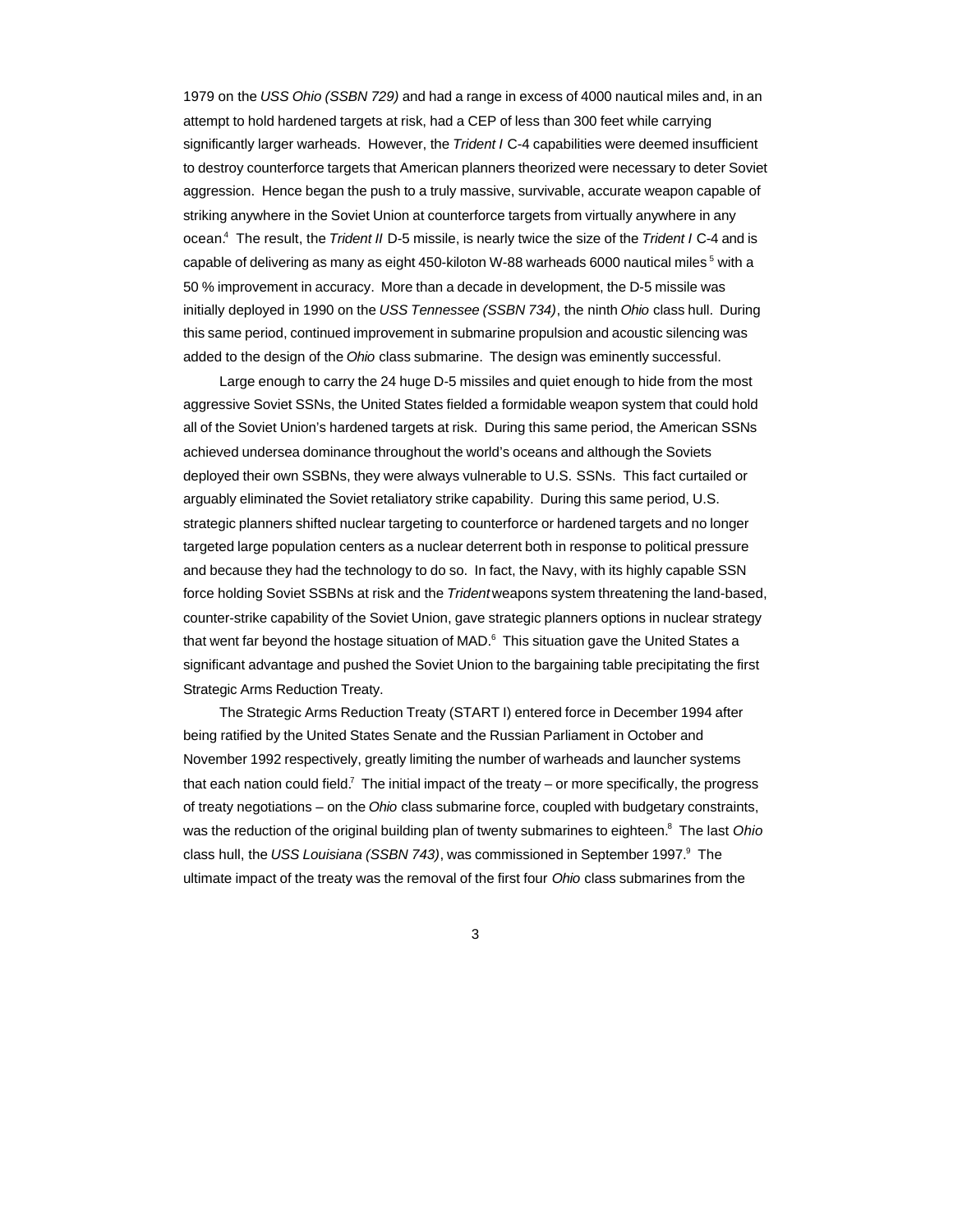1979 on the *USS Ohio (SSBN 729)* and had a range in excess of 4000 nautical miles and, in an attempt to hold hardened targets at risk, had a CEP of less than 300 feet while carrying significantly larger warheads. However, the *Trident I* C-4 capabilities were deemed insufficient to destroy counterforce targets that American planners theorized were necessary to deter Soviet aggression. Hence began the push to a truly massive, survivable, accurate weapon capable of striking anywhere in the Soviet Union at counterforce targets from virtually anywhere in any ocean.[4] The result, the *Trident II* D-5 missile, is nearly twice the size of the *Trident I* C-4 and is capable of delivering as many as eight 450-kiloton W-88 warheads 6000 nautical miles[5] with a 50 % improvement in accuracy. More than a decade in development, the D-5 missile was initially deployed in 1990 on the *USS Tennessee (SSBN 734)*, the ninth *Ohio* class hull. During this same period, continued improvement in submarine propulsion and acoustic silencing was added to the design of the *Ohio* class submarine. The design was eminently successful.

Large enough to carry the 24 huge D-5 missiles and quiet enough to hide from the most aggressive Soviet SSNs, the United States fielded a formidable weapon system that could hold all of the Soviet Union's hardened targets at risk. During this same period, the American SSNs achieved undersea dominance throughout the world's oceans and although the Soviets deployed their own SSBNs, they were always vulnerable to U.S. SSNs. This fact curtailed or arguably eliminated the Soviet retaliatory strike capability. During this same period, U.S. strategic planners shifted nuclear targeting to counterforce or hardened targets and no longer targeted large population centers as a nuclear deterrent both in response to political pressure and because they had the technology to do so. In fact, the Navy, with its highly capable SSN force holding Soviet SSBNs at risk and the *Trident* weapons system threatening the land-based, counter-strike capability of the Soviet Union, gave strategic planners options in nuclear strategy that went far beyond the hostage situation of MAD.[6] This situation gave the United States a significant advantage and pushed the Soviet Union to the bargaining table precipitating the first Strategic Arms Reduction Treaty.

The Strategic Arms Reduction Treaty (START I) entered force in December 1994 after being ratified by the United States Senate and the Russian Parliament in October and November 1992 respectively, greatly limiting the number of warheads and launcher systems that each nation could field.[7] The initial impact of the treaty – or more specifically, the progress of treaty negotiations – on the *Ohio* class submarine force, coupled with budgetary constraints, was the reduction of the original building plan of twenty submarines to eighteen.[8] The last *Ohio* class hull, the *USS Louisiana (SSBN 743)*, was commissioned in September 1997.[9] The ultimate impact of the treaty was the removal of the first four *Ohio* class submarines from the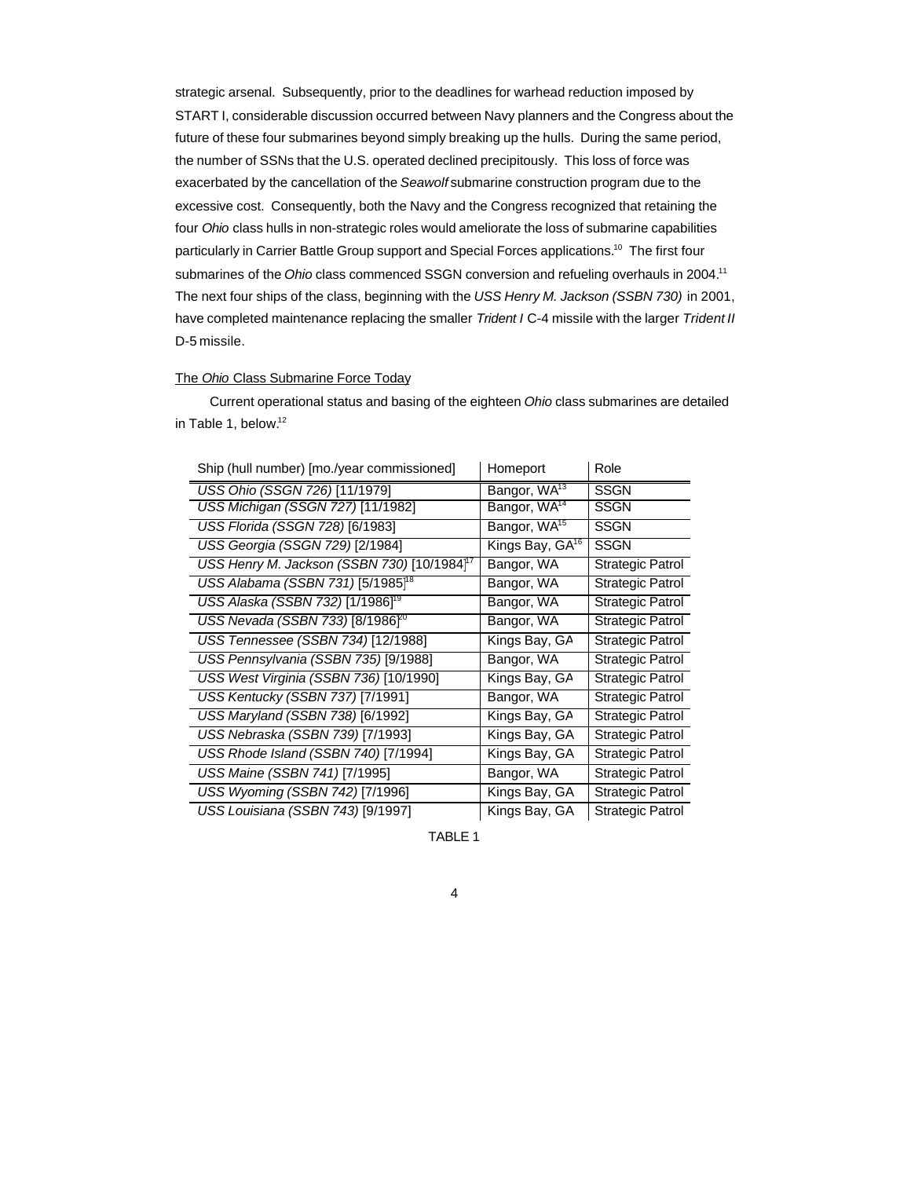strategic arsenal. Subsequently, prior to the deadlines for warhead reduction imposed by START I, considerable discussion occurred between Navy planners and the Congress about the future of these four submarines beyond simply breaking up the hulls. During the same period, the number of SSNs that the U.S. operated declined precipitously. This loss of force was exacerbated by the cancellation of the *Seawolf* submarine construction program due to the excessive cost. Consequently, both the Navy and the Congress recognized that retaining the four *Ohio* class hulls in non-strategic roles would ameliorate the loss of submarine capabilities particularly in Carrier Battle Group support and Special Forces applications.[10] The first four submarines of the *Ohio* class commenced SSGN conversion and refueling overhauls in 2004.[11] The next four ships of the class, beginning with the *USS Henry M. Jackson (SSBN 730)* in 2001, have completed maintenance replacing the smaller *Trident I* C-4 missile with the larger *Trident II* D-5 missile.

## The *Ohio* Class Submarine Force Today

Current operational status and basing of the eighteen *Ohio* class submarines are detailed in Table 1, below.[12]

| Ship (hull number) [mo./year commissioned] | Homeport | Role |
|---|---|---|
| *USS Ohio (SSGN 726)* [11/1979] | Bangor, WA[13] | SSGN |
| *USS Michigan (SSGN 727)* [11/1982] | Bangor, WA[14] | SSGN |
| *USS Florida (SSGN 728)* [6/1983] | Bangor, WA[15] | SSGN |
| *USS Georgia (SSGN 729)* [2/1984] | Kings Bay, GA[16] | SSGN |
| *USS Henry M. Jackson (SSBN 730)* [10/1984][17] | Bangor, WA | Strategic Patrol |
| *USS Alabama (SSBN 731)* [5/1985][18] | Bangor, WA | Strategic Patrol |
| *USS Alaska (SSBN 732)* [1/1986][19] | Bangor, WA | Strategic Patrol |
| *USS Nevada (SSBN 733)* [8/1986][20] | Bangor, WA | Strategic Patrol |
| *USS Tennessee (SSBN 734)* [12/1988] | Kings Bay, GA | Strategic Patrol |
| *USS Pennsylvania (SSBN 735)* [9/1988] | Bangor, WA | Strategic Patrol |
| *USS West Virginia (SSBN 736)* [10/1990] | Kings Bay, GA | Strategic Patrol |
| *USS Kentucky (SSBN 737)* [7/1991] | Bangor, WA | Strategic Patrol |
| *USS Maryland (SSBN 738)* [6/1992] | Kings Bay, GA | Strategic Patrol |
| *USS Nebraska (SSBN 739)* [7/1993] | Kings Bay, GA | Strategic Patrol |
| *USS Rhode Island (SSBN 740)* [7/1994] | Kings Bay, GA | Strategic Patrol |
| *USS Maine (SSBN 741)* [7/1995] | Bangor, WA | Strategic Patrol |
| *USS Wyoming (SSBN 742)* [7/1996] | Kings Bay, GA | Strategic Patrol |
| *USS Louisiana (SSBN 743)* [9/1997] | Kings Bay, GA | Strategic Patrol |

TABLE 1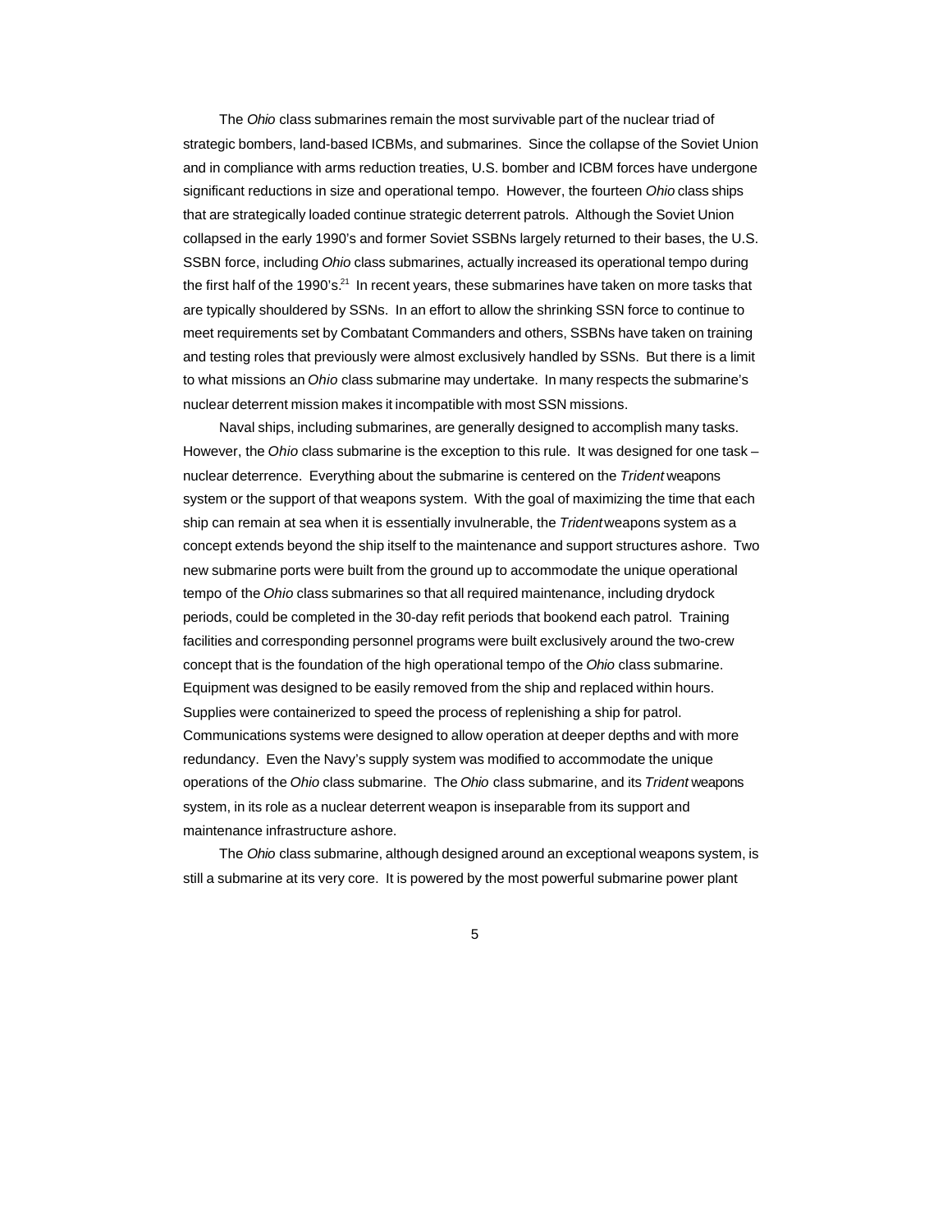The *Ohio* class submarines remain the most survivable part of the nuclear triad of strategic bombers, land-based ICBMs, and submarines. Since the collapse of the Soviet Union and in compliance with arms reduction treaties, U.S. bomber and ICBM forces have undergone significant reductions in size and operational tempo. However, the fourteen *Ohio* class ships that are strategically loaded continue strategic deterrent patrols. Although the Soviet Union collapsed in the early 1990's and former Soviet SSBNs largely returned to their bases, the U.S. SSBN force, including *Ohio* class submarines, actually increased its operational tempo during the first half of the 1990's.[21] In recent years, these submarines have taken on more tasks that are typically shouldered by SSNs. In an effort to allow the shrinking SSN force to continue to meet requirements set by Combatant Commanders and others, SSBNs have taken on training and testing roles that previously were almost exclusively handled by SSNs. But there is a limit to what missions an *Ohio* class submarine may undertake. In many respects the submarine's nuclear deterrent mission makes it incompatible with most SSN missions.

Naval ships, including submarines, are generally designed to accomplish many tasks. However, the *Ohio* class submarine is the exception to this rule. It was designed for one task – nuclear deterrence. Everything about the submarine is centered on the *Trident* weapons system or the support of that weapons system. With the goal of maximizing the time that each ship can remain at sea when it is essentially invulnerable, the *Trident* weapons system as a concept extends beyond the ship itself to the maintenance and support structures ashore. Two new submarine ports were built from the ground up to accommodate the unique operational tempo of the *Ohio* class submarines so that all required maintenance, including drydock periods, could be completed in the 30-day refit periods that bookend each patrol. Training facilities and corresponding personnel programs were built exclusively around the two-crew concept that is the foundation of the high operational tempo of the *Ohio* class submarine. Equipment was designed to be easily removed from the ship and replaced within hours. Supplies were containerized to speed the process of replenishing a ship for patrol. Communications systems were designed to allow operation at deeper depths and with more redundancy. Even the Navy's supply system was modified to accommodate the unique operations of the *Ohio* class submarine. The *Ohio* class submarine, and its *Trident* weapons system, in its role as a nuclear deterrent weapon is inseparable from its support and maintenance infrastructure ashore.

The *Ohio* class submarine, although designed around an exceptional weapons system, is still a submarine at its very core. It is powered by the most powerful submarine power plant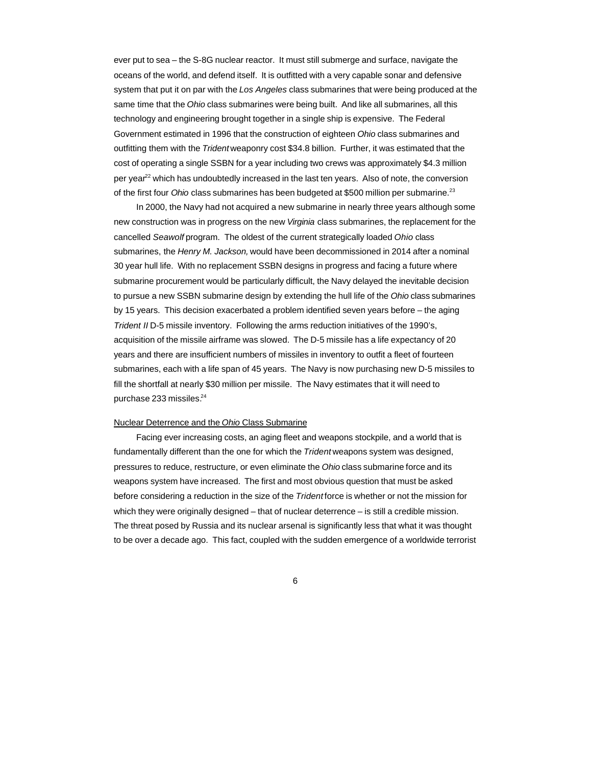ever put to sea – the S-8G nuclear reactor. It must still submerge and surface, navigate the oceans of the world, and defend itself. It is outfitted with a very capable sonar and defensive system that put it on par with the *Los Angeles* class submarines that were being produced at the same time that the *Ohio* class submarines were being built. And like all submarines, all this technology and engineering brought together in a single ship is expensive. The Federal Government estimated in 1996 that the construction of eighteen *Ohio* class submarines and outfitting them with the *Trident* weaponry cost $34.8 billion. Further, it was estimated that the cost of operating a single SSBN for a year including two crews was approximately $4.3 million per year[22] which has undoubtedly increased in the last ten years. Also of note, the conversion of the first four *Ohio* class submarines has been budgeted at $500 million per submarine.[23]

In 2000, the Navy had not acquired a new submarine in nearly three years although some new construction was in progress on the new *Virginia* class submarines, the replacement for the cancelled *Seawolf* program. The oldest of the current strategically loaded *Ohio* class submarines, the *Henry M. Jackson,* would have been decommissioned in 2014 after a nominal 30 year hull life. With no replacement SSBN designs in progress and facing a future where submarine procurement would be particularly difficult, the Navy delayed the inevitable decision to pursue a new SSBN submarine design by extending the hull life of the *Ohio* class submarines by 15 years. This decision exacerbated a problem identified seven years before – the aging *Trident II* D-5 missile inventory. Following the arms reduction initiatives of the 1990's, acquisition of the missile airframe was slowed. The D-5 missile has a life expectancy of 20 years and there are insufficient numbers of missiles in inventory to outfit a fleet of fourteen submarines, each with a life span of 45 years. The Navy is now purchasing new D-5 missiles to fill the shortfall at nearly $30 million per missile. The Navy estimates that it will need to purchase 233 missiles.[24]

## Nuclear Deterrence and the *Ohio* Class Submarine

Facing ever increasing costs, an aging fleet and weapons stockpile, and a world that is fundamentally different than the one for which the *Trident* weapons system was designed, pressures to reduce, restructure, or even eliminate the *Ohio* class submarine force and its weapons system have increased. The first and most obvious question that must be asked before considering a reduction in the size of the *Trident* force is whether or not the mission for which they were originally designed – that of nuclear deterrence – is still a credible mission. The threat posed by Russia and its nuclear arsenal is significantly less that what it was thought to be over a decade ago. This fact, coupled with the sudden emergence of a worldwide terrorist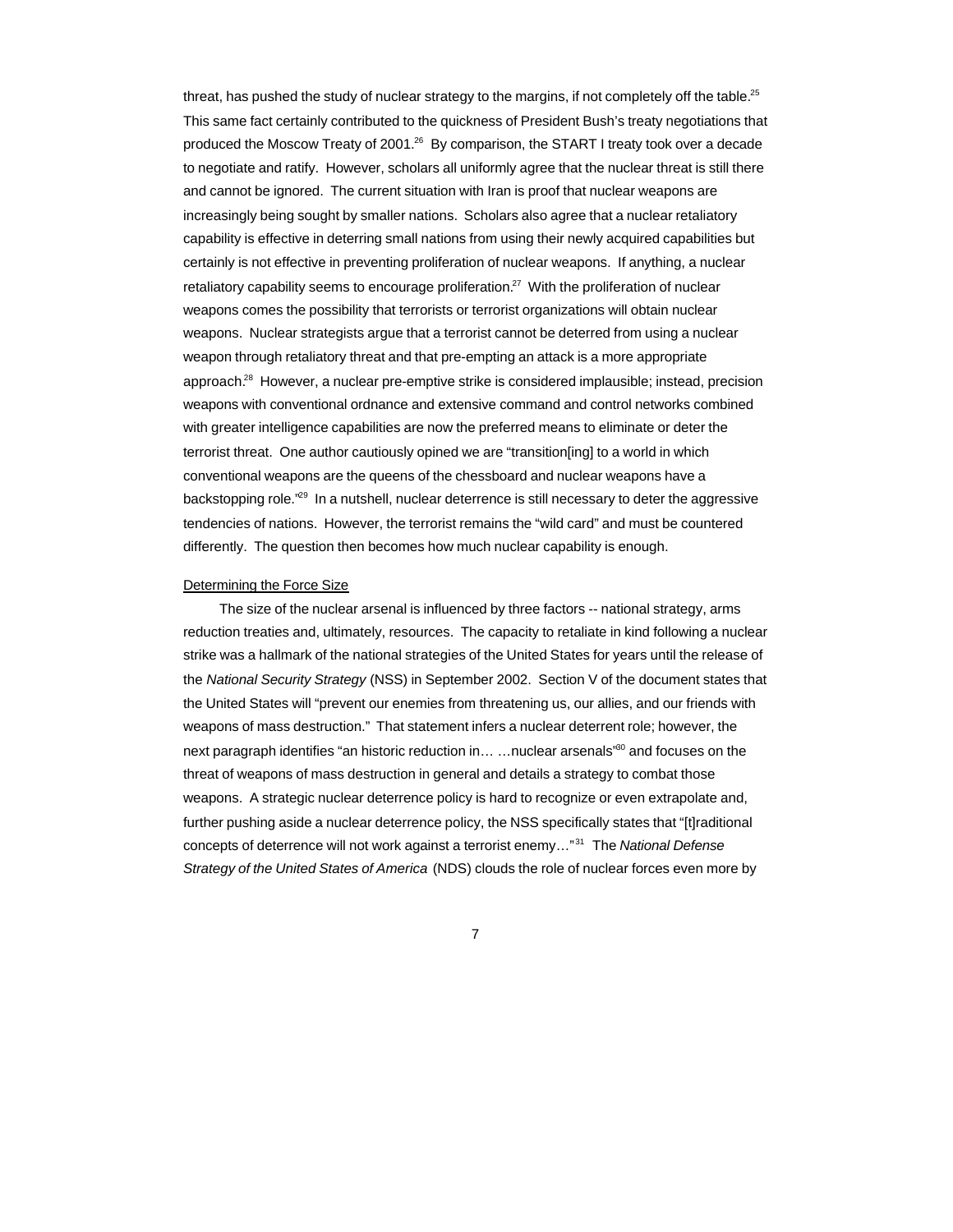threat, has pushed the study of nuclear strategy to the margins, if not completely off the table.[25] This same fact certainly contributed to the quickness of President Bush's treaty negotiations that produced the Moscow Treaty of 2001.[26] By comparison, the START I treaty took over a decade to negotiate and ratify. However, scholars all uniformly agree that the nuclear threat is still there and cannot be ignored. The current situation with Iran is proof that nuclear weapons are increasingly being sought by smaller nations. Scholars also agree that a nuclear retaliatory capability is effective in deterring small nations from using their newly acquired capabilities but certainly is not effective in preventing proliferation of nuclear weapons. If anything, a nuclear retaliatory capability seems to encourage proliferation.[27] With the proliferation of nuclear weapons comes the possibility that terrorists or terrorist organizations will obtain nuclear weapons. Nuclear strategists argue that a terrorist cannot be deterred from using a nuclear weapon through retaliatory threat and that pre-empting an attack is a more appropriate approach.[28] However, a nuclear pre-emptive strike is considered implausible; instead, precision weapons with conventional ordnance and extensive command and control networks combined with greater intelligence capabilities are now the preferred means to eliminate or deter the terrorist threat. One author cautiously opined we are "transition[ing] to a world in which conventional weapons are the queens of the chessboard and nuclear weapons have a backstopping role."[29] In a nutshell, nuclear deterrence is still necessary to deter the aggressive tendencies of nations. However, the terrorist remains the "wild card" and must be countered differently. The question then becomes how much nuclear capability is enough.

<u>Determining the Force Size</u>

The size of the nuclear arsenal is influenced by three factors -- national strategy, arms reduction treaties and, ultimately, resources. The capacity to retaliate in kind following a nuclear strike was a hallmark of the national strategies of the United States for years until the release of the *National Security Strategy* (NSS) in September 2002. Section V of the document states that the United States will "prevent our enemies from threatening us, our allies, and our friends with weapons of mass destruction." That statement infers a nuclear deterrent role; however, the next paragraph identifies "an historic reduction in… …nuclear arsenals"[30] and focuses on the threat of weapons of mass destruction in general and details a strategy to combat those weapons. A strategic nuclear deterrence policy is hard to recognize or even extrapolate and, further pushing aside a nuclear deterrence policy, the NSS specifically states that "[t]raditional concepts of deterrence will not work against a terrorist enemy…"[31] The *National Defense Strategy of the United States of America* (NDS) clouds the role of nuclear forces even more by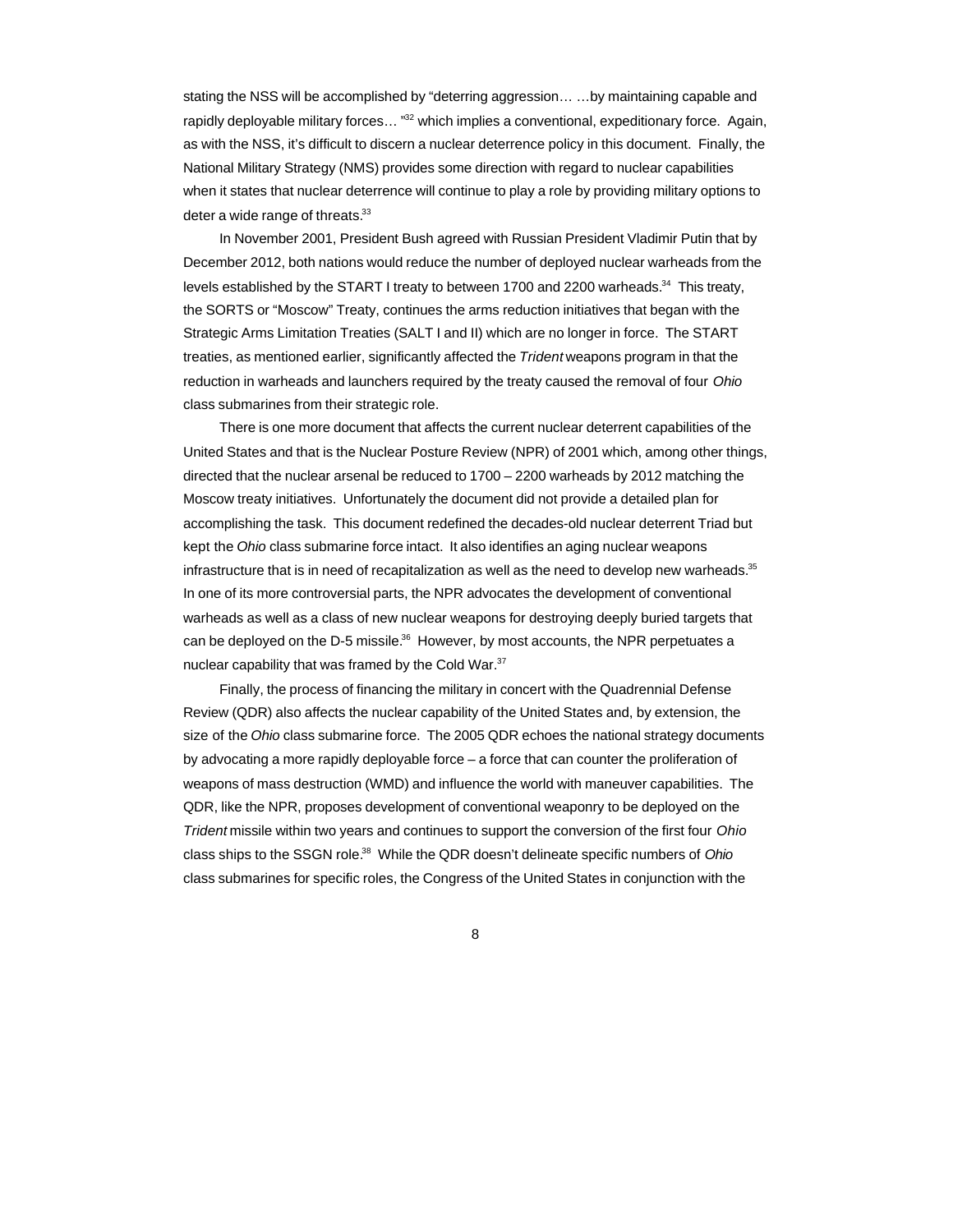stating the NSS will be accomplished by "deterring aggression… …by maintaining capable and rapidly deployable military forces… "[32] which implies a conventional, expeditionary force. Again, as with the NSS, it's difficult to discern a nuclear deterrence policy in this document. Finally, the National Military Strategy (NMS) provides some direction with regard to nuclear capabilities when it states that nuclear deterrence will continue to play a role by providing military options to deter a wide range of threats.[33]

In November 2001, President Bush agreed with Russian President Vladimir Putin that by December 2012, both nations would reduce the number of deployed nuclear warheads from the levels established by the START I treaty to between 1700 and 2200 warheads.[34] This treaty, the SORTS or "Moscow" Treaty, continues the arms reduction initiatives that began with the Strategic Arms Limitation Treaties (SALT I and II) which are no longer in force. The START treaties, as mentioned earlier, significantly affected the *Trident* weapons program in that the reduction in warheads and launchers required by the treaty caused the removal of four *Ohio* class submarines from their strategic role.

There is one more document that affects the current nuclear deterrent capabilities of the United States and that is the Nuclear Posture Review (NPR) of 2001 which, among other things, directed that the nuclear arsenal be reduced to 1700 – 2200 warheads by 2012 matching the Moscow treaty initiatives. Unfortunately the document did not provide a detailed plan for accomplishing the task. This document redefined the decades-old nuclear deterrent Triad but kept the *Ohio* class submarine force intact. It also identifies an aging nuclear weapons infrastructure that is in need of recapitalization as well as the need to develop new warheads.[35] In one of its more controversial parts, the NPR advocates the development of conventional warheads as well as a class of new nuclear weapons for destroying deeply buried targets that can be deployed on the D-5 missile.[36] However, by most accounts, the NPR perpetuates a nuclear capability that was framed by the Cold War.[37]

Finally, the process of financing the military in concert with the Quadrennial Defense Review (QDR) also affects the nuclear capability of the United States and, by extension, the size of the *Ohio* class submarine force. The 2005 QDR echoes the national strategy documents by advocating a more rapidly deployable force – a force that can counter the proliferation of weapons of mass destruction (WMD) and influence the world with maneuver capabilities. The QDR, like the NPR, proposes development of conventional weaponry to be deployed on the *Trident* missile within two years and continues to support the conversion of the first four *Ohio* class ships to the SSGN role.[38] While the QDR doesn't delineate specific numbers of *Ohio* class submarines for specific roles, the Congress of the United States in conjunction with the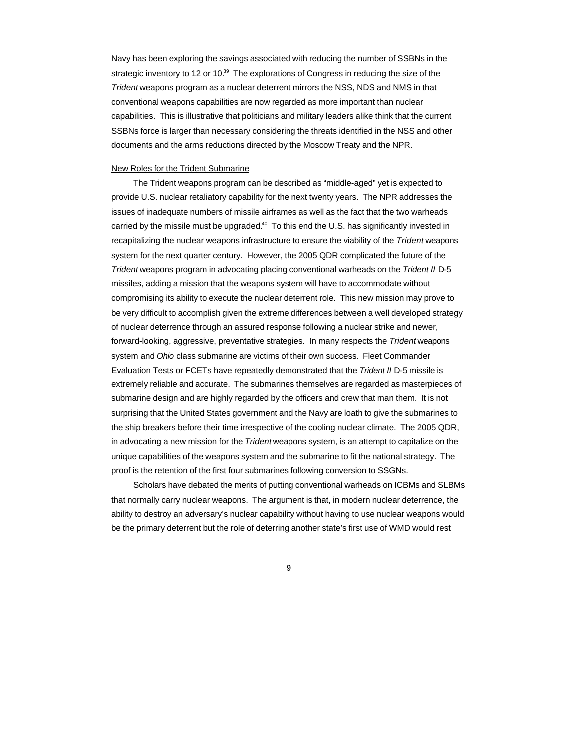Navy has been exploring the savings associated with reducing the number of SSBNs in the strategic inventory to 12 or 10.[39] The explorations of Congress in reducing the size of the *Trident* weapons program as a nuclear deterrent mirrors the NSS, NDS and NMS in that conventional weapons capabilities are now regarded as more important than nuclear capabilities. This is illustrative that politicians and military leaders alike think that the current SSBNs force is larger than necessary considering the threats identified in the NSS and other documents and the arms reductions directed by the Moscow Treaty and the NPR.

New Roles for the Trident Submarine

The Trident weapons program can be described as "middle-aged" yet is expected to provide U.S. nuclear retaliatory capability for the next twenty years. The NPR addresses the issues of inadequate numbers of missile airframes as well as the fact that the two warheads carried by the missile must be upgraded.[40] To this end the U.S. has significantly invested in recapitalizing the nuclear weapons infrastructure to ensure the viability of the *Trident* weapons system for the next quarter century. However, the 2005 QDR complicated the future of the *Trident* weapons program in advocating placing conventional warheads on the *Trident II* D-5 missiles, adding a mission that the weapons system will have to accommodate without compromising its ability to execute the nuclear deterrent role. This new mission may prove to be very difficult to accomplish given the extreme differences between a well developed strategy of nuclear deterrence through an assured response following a nuclear strike and newer, forward-looking, aggressive, preventative strategies. In many respects the *Trident* weapons system and *Ohio* class submarine are victims of their own success. Fleet Commander Evaluation Tests or FCETs have repeatedly demonstrated that the *Trident II* D-5 missile is extremely reliable and accurate. The submarines themselves are regarded as masterpieces of submarine design and are highly regarded by the officers and crew that man them. It is not surprising that the United States government and the Navy are loath to give the submarines to the ship breakers before their time irrespective of the cooling nuclear climate. The 2005 QDR, in advocating a new mission for the *Trident* weapons system, is an attempt to capitalize on the unique capabilities of the weapons system and the submarine to fit the national strategy. The proof is the retention of the first four submarines following conversion to SSGNs.

Scholars have debated the merits of putting conventional warheads on ICBMs and SLBMs that normally carry nuclear weapons. The argument is that, in modern nuclear deterrence, the ability to destroy an adversary's nuclear capability without having to use nuclear weapons would be the primary deterrent but the role of deterring another state's first use of WMD would rest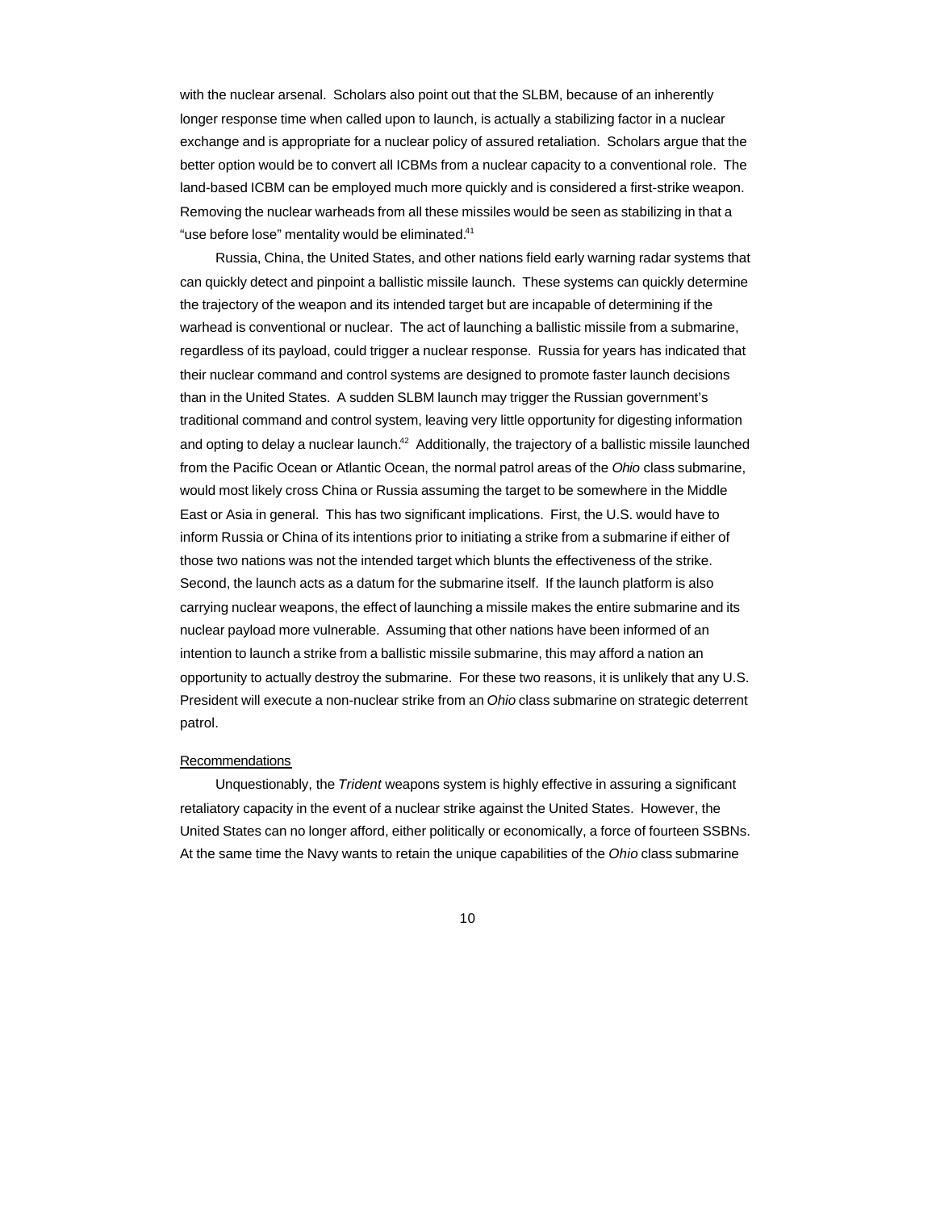with the nuclear arsenal. Scholars also point out that the SLBM, because of an inherently longer response time when called upon to launch, is actually a stabilizing factor in a nuclear exchange and is appropriate for a nuclear policy of assured retaliation. Scholars argue that the better option would be to convert all ICBMs from a nuclear capacity to a conventional role. The land-based ICBM can be employed much more quickly and is considered a first-strike weapon. Removing the nuclear warheads from all these missiles would be seen as stabilizing in that a "use before lose" mentality would be eliminated.[41]

Russia, China, the United States, and other nations field early warning radar systems that can quickly detect and pinpoint a ballistic missile launch. These systems can quickly determine the trajectory of the weapon and its intended target but are incapable of determining if the warhead is conventional or nuclear. The act of launching a ballistic missile from a submarine, regardless of its payload, could trigger a nuclear response. Russia for years has indicated that their nuclear command and control systems are designed to promote faster launch decisions than in the United States. A sudden SLBM launch may trigger the Russian government's traditional command and control system, leaving very little opportunity for digesting information and opting to delay a nuclear launch.[42] Additionally, the trajectory of a ballistic missile launched from the Pacific Ocean or Atlantic Ocean, the normal patrol areas of the *Ohio* class submarine, would most likely cross China or Russia assuming the target to be somewhere in the Middle East or Asia in general. This has two significant implications. First, the U.S. would have to inform Russia or China of its intentions prior to initiating a strike from a submarine if either of those two nations was not the intended target which blunts the effectiveness of the strike. Second, the launch acts as a datum for the submarine itself. If the launch platform is also carrying nuclear weapons, the effect of launching a missile makes the entire submarine and its nuclear payload more vulnerable. Assuming that other nations have been informed of an intention to launch a strike from a ballistic missile submarine, this may afford a nation an opportunity to actually destroy the submarine. For these two reasons, it is unlikely that any U.S. President will execute a non-nuclear strike from an *Ohio* class submarine on strategic deterrent patrol.

<u>Recommendations</u>

Unquestionably, the *Trident* weapons system is highly effective in assuring a significant retaliatory capacity in the event of a nuclear strike against the United States. However, the United States can no longer afford, either politically or economically, a force of fourteen SSBNs. At the same time the Navy wants to retain the unique capabilities of the *Ohio* class submarine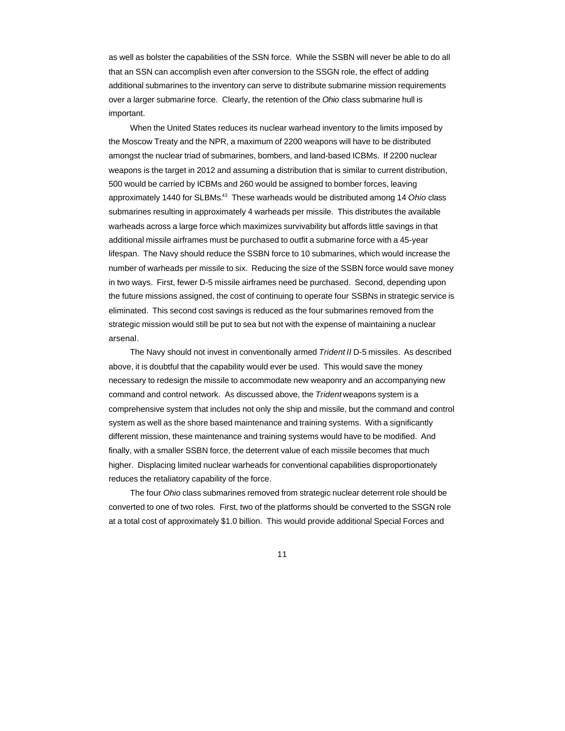as well as bolster the capabilities of the SSN force. While the SSBN will never be able to do all that an SSN can accomplish even after conversion to the SSGN role, the effect of adding additional submarines to the inventory can serve to distribute submarine mission requirements over a larger submarine force. Clearly, the retention of the *Ohio* class submarine hull is important.

When the United States reduces its nuclear warhead inventory to the limits imposed by the Moscow Treaty and the NPR, a maximum of 2200 weapons will have to be distributed amongst the nuclear triad of submarines, bombers, and land-based ICBMs. If 2200 nuclear weapons is the target in 2012 and assuming a distribution that is similar to current distribution, 500 would be carried by ICBMs and 260 would be assigned to bomber forces, leaving approximately 1440 for SLBMs.[43] These warheads would be distributed among 14 *Ohio* class submarines resulting in approximately 4 warheads per missile. This distributes the available warheads across a large force which maximizes survivability but affords little savings in that additional missile airframes must be purchased to outfit a submarine force with a 45-year lifespan. The Navy should reduce the SSBN force to 10 submarines, which would increase the number of warheads per missile to six. Reducing the size of the SSBN force would save money in two ways. First, fewer D-5 missile airframes need be purchased. Second, depending upon the future missions assigned, the cost of continuing to operate four SSBNs in strategic service is eliminated. This second cost savings is reduced as the four submarines removed from the strategic mission would still be put to sea but not with the expense of maintaining a nuclear arsenal.

The Navy should not invest in conventionally armed *Trident II* D-5 missiles. As described above, it is doubtful that the capability would ever be used. This would save the money necessary to redesign the missile to accommodate new weaponry and an accompanying new command and control network. As discussed above, the *Trident* weapons system is a comprehensive system that includes not only the ship and missile, but the command and control system as well as the shore based maintenance and training systems. With a significantly different mission, these maintenance and training systems would have to be modified. And finally, with a smaller SSBN force, the deterrent value of each missile becomes that much higher. Displacing limited nuclear warheads for conventional capabilities disproportionately reduces the retaliatory capability of the force.

The four *Ohio* class submarines removed from strategic nuclear deterrent role should be converted to one of two roles. First, two of the platforms should be converted to the SSGN role at a total cost of approximately $1.0 billion. This would provide additional Special Forces and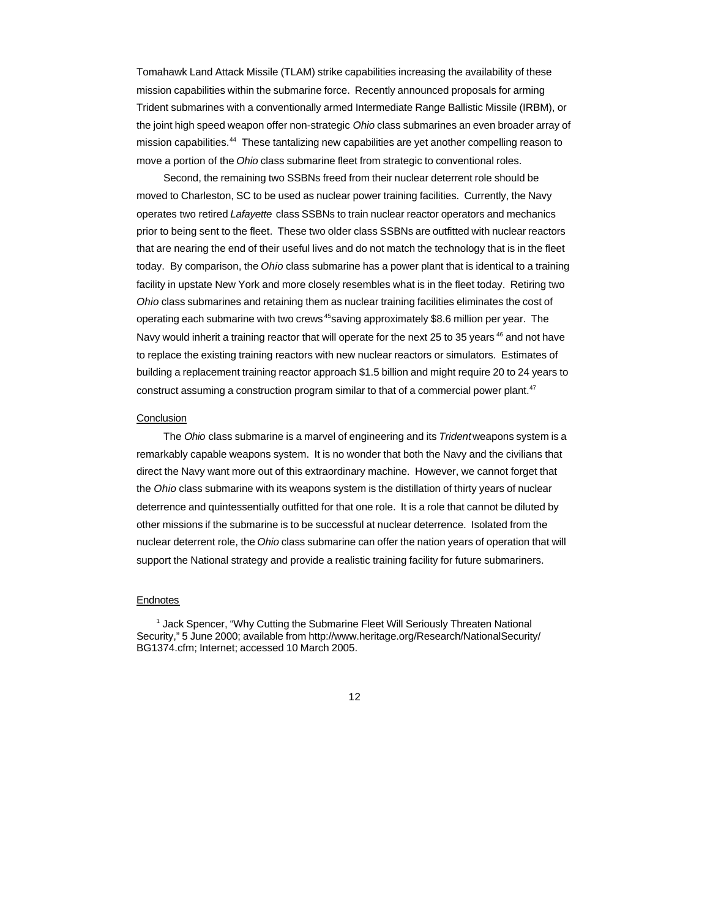Tomahawk Land Attack Missile (TLAM) strike capabilities increasing the availability of these mission capabilities within the submarine force. Recently announced proposals for arming Trident submarines with a conventionally armed Intermediate Range Ballistic Missile (IRBM), or the joint high speed weapon offer non-strategic *Ohio* class submarines an even broader array of mission capabilities.[44] These tantalizing new capabilities are yet another compelling reason to move a portion of the *Ohio* class submarine fleet from strategic to conventional roles.

Second, the remaining two SSBNs freed from their nuclear deterrent role should be moved to Charleston, SC to be used as nuclear power training facilities. Currently, the Navy operates two retired *Lafayette* class SSBNs to train nuclear reactor operators and mechanics prior to being sent to the fleet. These two older class SSBNs are outfitted with nuclear reactors that are nearing the end of their useful lives and do not match the technology that is in the fleet today. By comparison, the *Ohio* class submarine has a power plant that is identical to a training facility in upstate New York and more closely resembles what is in the fleet today. Retiring two *Ohio* class submarines and retaining them as nuclear training facilities eliminates the cost of operating each submarine with two crews[45] saving approximately $8.6 million per year. The Navy would inherit a training reactor that will operate for the next 25 to 35 years[46] and not have to replace the existing training reactors with new nuclear reactors or simulators. Estimates of building a replacement training reactor approach $1.5 billion and might require 20 to 24 years to construct assuming a construction program similar to that of a commercial power plant.[47]

## Conclusion

The *Ohio* class submarine is a marvel of engineering and its *Trident* weapons system is a remarkably capable weapons system. It is no wonder that both the Navy and the civilians that direct the Navy want more out of this extraordinary machine. However, we cannot forget that the *Ohio* class submarine with its weapons system is the distillation of thirty years of nuclear deterrence and quintessentially outfitted for that one role. It is a role that cannot be diluted by other missions if the submarine is to be successful at nuclear deterrence. Isolated from the nuclear deterrent role, the *Ohio* class submarine can offer the nation years of operation that will support the National strategy and provide a realistic training facility for future submariners.

## Endnotes

[1] Jack Spencer, "Why Cutting the Submarine Fleet Will Seriously Threaten National Security," 5 June 2000; available from http://www.heritage.org/Research/NationalSecurity/BG1374.cfm; Internet; accessed 10 March 2005.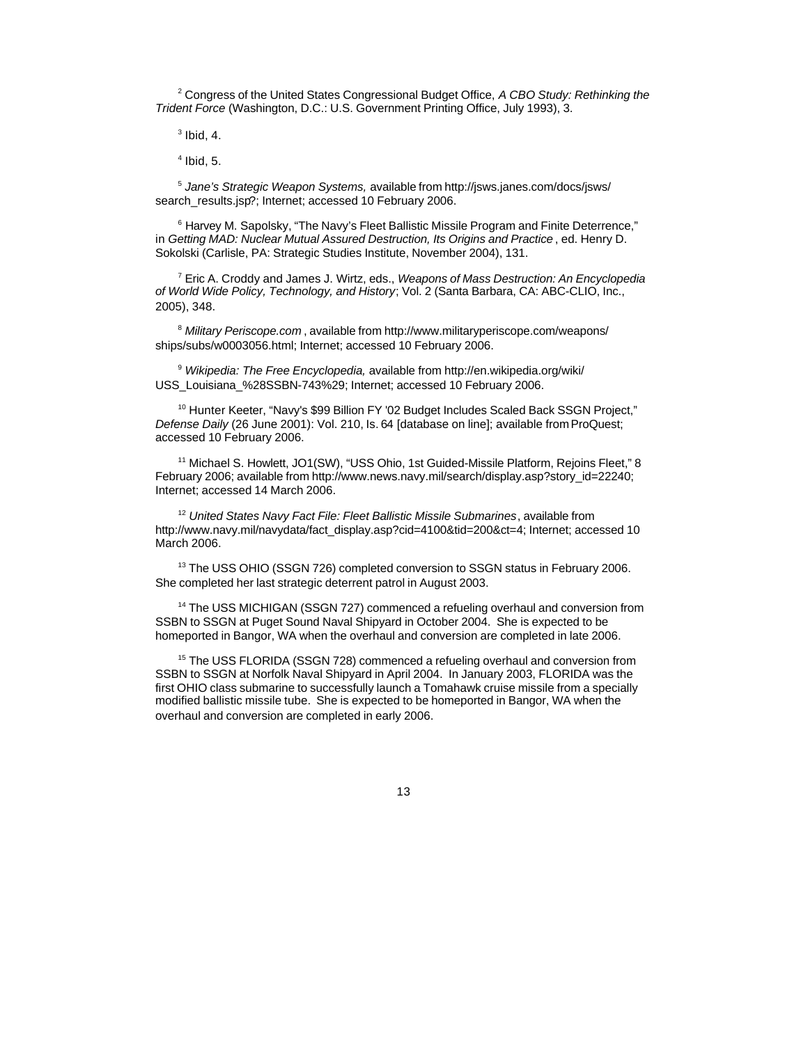[2] Congress of the United States Congressional Budget Office, *A CBO Study: Rethinking the Trident Force* (Washington, D.C.: U.S. Government Printing Office, July 1993), 3.

[3] Ibid, 4.

[4] Ibid, 5.

[5] *Jane's Strategic Weapon Systems,* available from http://jsws.janes.com/docs/jsws/search_results.jsp?; Internet; accessed 10 February 2006.

[6] Harvey M. Sapolsky, "The Navy's Fleet Ballistic Missile Program and Finite Deterrence," in *Getting MAD: Nuclear Mutual Assured Destruction, Its Origins and Practice* , ed. Henry D. Sokolski (Carlisle, PA: Strategic Studies Institute, November 2004), 131.

[7] Eric A. Croddy and James J. Wirtz, eds., *Weapons of Mass Destruction: An Encyclopedia of World Wide Policy, Technology, and History*; Vol. 2 (Santa Barbara, CA: ABC-CLIO, Inc., 2005), 348.

[8] *Military Periscope.com* , available from http://www.militaryperiscope.com/weapons/ships/subs/w0003056.html; Internet; accessed 10 February 2006.

[9] *Wikipedia: The Free Encyclopedia,* available from http://en.wikipedia.org/wiki/USS_Louisiana_%28SSBN-743%29; Internet; accessed 10 February 2006.

[10] Hunter Keeter, "Navy's $99 Billion FY '02 Budget Includes Scaled Back SSGN Project," *Defense Daily* (26 June 2001): Vol. 210, Is. 64 [database on line]; available from ProQuest; accessed 10 February 2006.

[11] Michael S. Howlett, JO1(SW), "USS Ohio, 1st Guided-Missile Platform, Rejoins Fleet," 8 February 2006; available from http://www.news.navy.mil/search/display.asp?story_id=22240; Internet; accessed 14 March 2006.

[12] *United States Navy Fact File: Fleet Ballistic Missile Submarines*, available from http://www.navy.mil/navydata/fact_display.asp?cid=4100&tid=200&ct=4; Internet; accessed 10 March 2006.

[13] The USS OHIO (SSGN 726) completed conversion to SSGN status in February 2006. She completed her last strategic deterrent patrol in August 2003.

[14] The USS MICHIGAN (SSGN 727) commenced a refueling overhaul and conversion from SSBN to SSGN at Puget Sound Naval Shipyard in October 2004. She is expected to be homeported in Bangor, WA when the overhaul and conversion are completed in late 2006.

[15] The USS FLORIDA (SSGN 728) commenced a refueling overhaul and conversion from SSBN to SSGN at Norfolk Naval Shipyard in April 2004. In January 2003, FLORIDA was the first OHIO class submarine to successfully launch a Tomahawk cruise missile from a specially modified ballistic missile tube. She is expected to be homeported in Bangor, WA when the overhaul and conversion are completed in early 2006.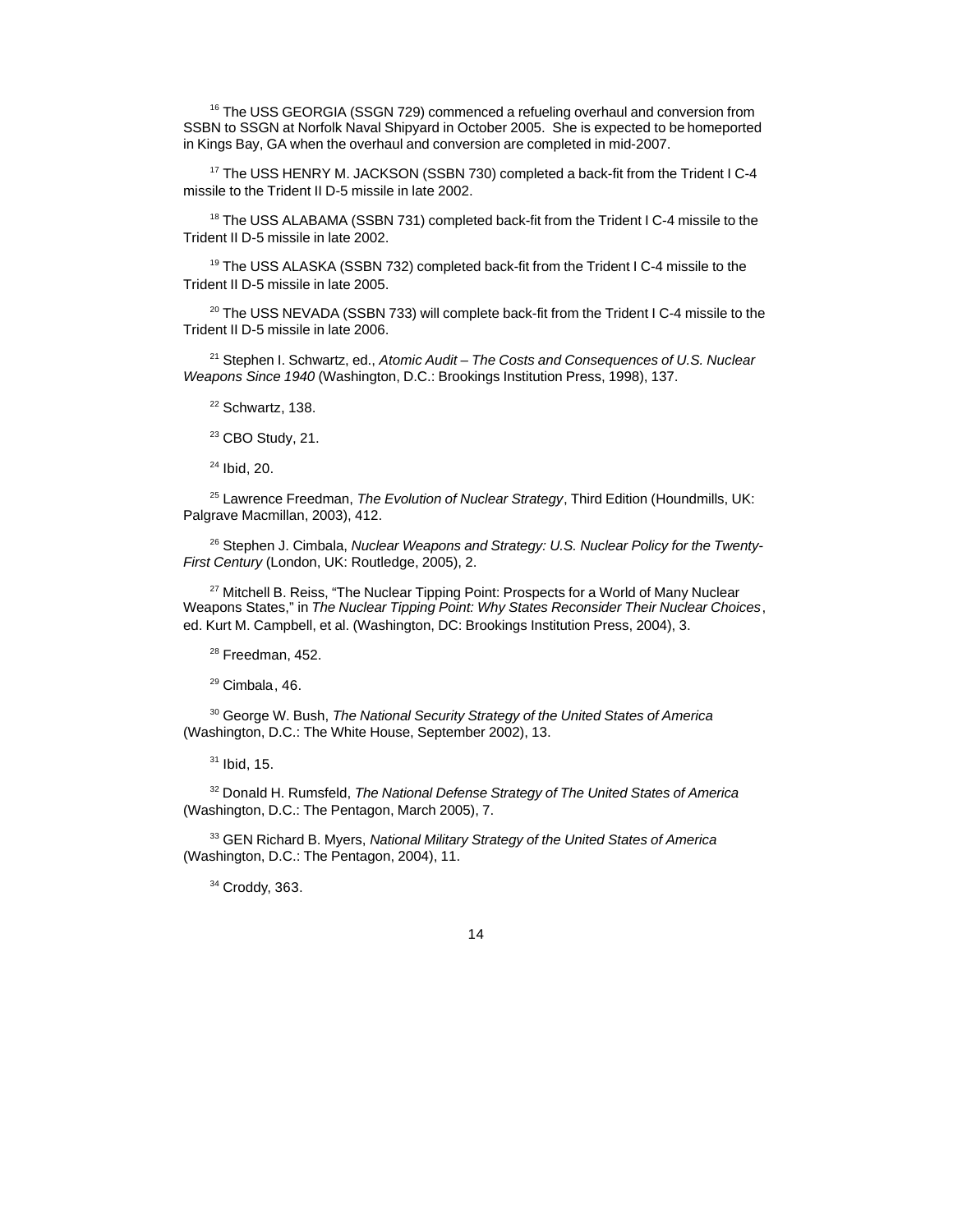[16] The USS GEORGIA (SSGN 729) commenced a refueling overhaul and conversion from SSBN to SSGN at Norfolk Naval Shipyard in October 2005. She is expected to be homeported in Kings Bay, GA when the overhaul and conversion are completed in mid-2007.

[17] The USS HENRY M. JACKSON (SSBN 730) completed a back-fit from the Trident I C-4 missile to the Trident II D-5 missile in late 2002.

[18] The USS ALABAMA (SSBN 731) completed back-fit from the Trident I C-4 missile to the Trident II D-5 missile in late 2002.

[19] The USS ALASKA (SSBN 732) completed back-fit from the Trident I C-4 missile to the Trident II D-5 missile in late 2005.

[20] The USS NEVADA (SSBN 733) will complete back-fit from the Trident I C-4 missile to the Trident II D-5 missile in late 2006.

[21] Stephen I. Schwartz, ed., *Atomic Audit – The Costs and Consequences of U.S. Nuclear Weapons Since 1940* (Washington, D.C.: Brookings Institution Press, 1998), 137.

[22] Schwartz, 138.

[23] CBO Study, 21.

[24] Ibid, 20.

[25] Lawrence Freedman, *The Evolution of Nuclear Strategy*, Third Edition (Houndmills, UK: Palgrave Macmillan, 2003), 412.

[26] Stephen J. Cimbala, *Nuclear Weapons and Strategy: U.S. Nuclear Policy for the Twenty-First Century* (London, UK: Routledge, 2005), 2.

[27] Mitchell B. Reiss, "The Nuclear Tipping Point: Prospects for a World of Many Nuclear Weapons States," in *The Nuclear Tipping Point: Why States Reconsider Their Nuclear Choices*, ed. Kurt M. Campbell, et al. (Washington, DC: Brookings Institution Press, 2004), 3.

[28] Freedman, 452.

[29] Cimbala, 46.

[30] George W. Bush, *The National Security Strategy of the United States of America* (Washington, D.C.: The White House, September 2002), 13.

[31] Ibid, 15.

[32] Donald H. Rumsfeld, *The National Defense Strategy of The United States of America* (Washington, D.C.: The Pentagon, March 2005), 7.

[33] GEN Richard B. Myers, *National Military Strategy of the United States of America* (Washington, D.C.: The Pentagon, 2004), 11.

[34] Croddy, 363.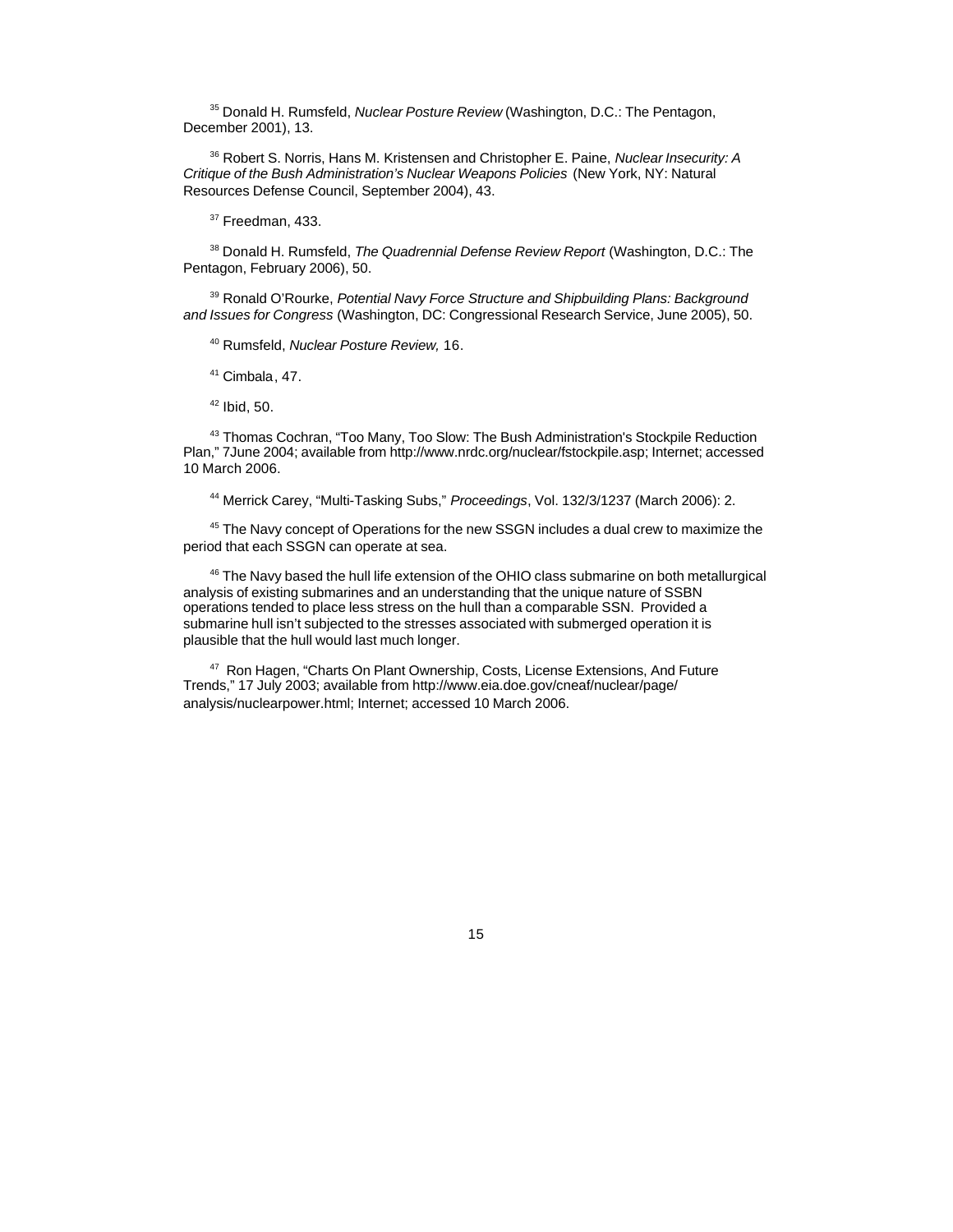[35] Donald H. Rumsfeld, *Nuclear Posture Review* (Washington, D.C.: The Pentagon, December 2001), 13.

[36] Robert S. Norris, Hans M. Kristensen and Christopher E. Paine, *Nuclear Insecurity: A Critique of the Bush Administration's Nuclear Weapons Policies* (New York, NY: Natural Resources Defense Council, September 2004), 43.

[37] Freedman, 433.

[38] Donald H. Rumsfeld, *The Quadrennial Defense Review Report* (Washington, D.C.: The Pentagon, February 2006), 50.

[39] Ronald O'Rourke, *Potential Navy Force Structure and Shipbuilding Plans: Background and Issues for Congress* (Washington, DC: Congressional Research Service, June 2005), 50.

[40] Rumsfeld, *Nuclear Posture Review,* 16.

[41] Cimbala, 47.

[42] Ibid, 50.

[43] Thomas Cochran, "Too Many, Too Slow: The Bush Administration's Stockpile Reduction Plan," 7June 2004; available from http://www.nrdc.org/nuclear/fstockpile.asp; Internet; accessed 10 March 2006.

[44] Merrick Carey, "Multi-Tasking Subs," *Proceedings*, Vol. 132/3/1237 (March 2006): 2.

[45] The Navy concept of Operations for the new SSGN includes a dual crew to maximize the period that each SSGN can operate at sea.

[46] The Navy based the hull life extension of the OHIO class submarine on both metallurgical analysis of existing submarines and an understanding that the unique nature of SSBN operations tended to place less stress on the hull than a comparable SSN. Provided a submarine hull isn't subjected to the stresses associated with submerged operation it is plausible that the hull would last much longer.

[47] Ron Hagen, "Charts On Plant Ownership, Costs, License Extensions, And Future Trends," 17 July 2003; available from http://www.eia.doe.gov/cneaf/nuclear/page/analysis/nuclearpower.html; Internet; accessed 10 March 2006.